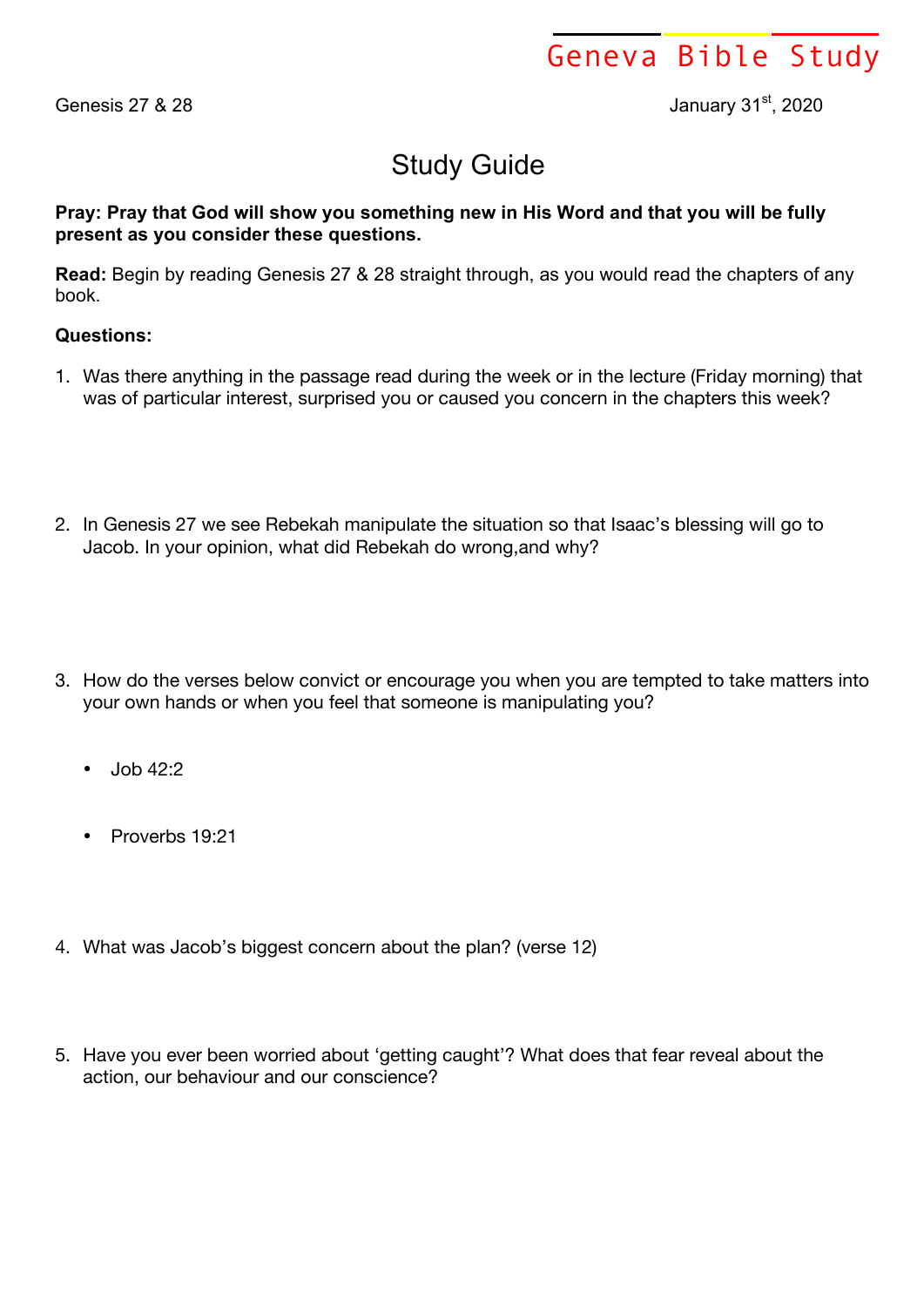Geneva Bible Study

Genesis 27 & 28 January 31st, 2020

# Study Guide

**Pray: Pray that God will show you something new in His Word and that you will be fully present as you consider these questions.**

**Read:** Begin by reading Genesis 27 & 28 straight through, as you would read the chapters of any book.

**Questions:**

1. Was there anything in the passage read during the week or in the lecture (Friday morning) that was of particular interest, surprised you or caused you concern in the chapters this week?

2. In Genesis 27 we see Rebekah manipulate the situation so that Isaac's blessing will go to Jacob. In your opinion, what did Rebekah do wrong,and why?

3. How do the verses below convict or encourage you when you are tempted to take matters into your own hands or when you feel that someone is manipulating you?

   - Job 42:2
   - Proverbs 19:21

4. What was Jacob's biggest concern about the plan? (verse 12)

5. Have you ever been worried about 'getting caught'? What does that fear reveal about the action, our behaviour and our conscience?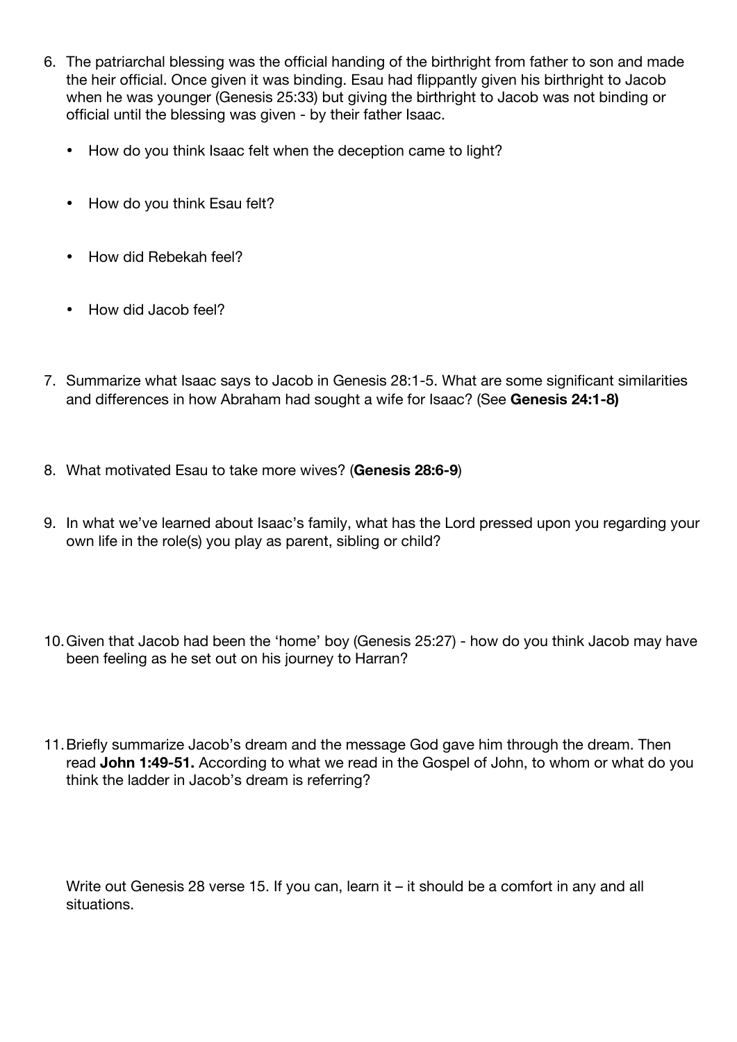6. The patriarchal blessing was the official handing of the birthright from father to son and made the heir official. Once given it was binding. Esau had flippantly given his birthright to Jacob when he was younger (Genesis 25:33) but giving the birthright to Jacob was not binding or official until the blessing was given - by their father Isaac.

   - How do you think Isaac felt when the deception came to light?
   - How do you think Esau felt?
   - How did Rebekah feel?
   - How did Jacob feel?

7. Summarize what Isaac says to Jacob in Genesis 28:1-5. What are some significant similarities and differences in how Abraham had sought a wife for Isaac? (See **Genesis 24:1-8)**

8. What motivated Esau to take more wives? (**Genesis 28:6-9**)

9. In what we've learned about Isaac's family, what has the Lord pressed upon you regarding your own life in the role(s) you play as parent, sibling or child?

10. Given that Jacob had been the 'home' boy (Genesis 25:27) - how do you think Jacob may have been feeling as he set out on his journey to Harran?

11. Briefly summarize Jacob's dream and the message God gave him through the dream. Then read **John 1:49-51.** According to what we read in the Gospel of John, to whom or what do you think the ladder in Jacob's dream is referring?

    Write out Genesis 28 verse 15. If you can, learn it – it should be a comfort in any and all situations.